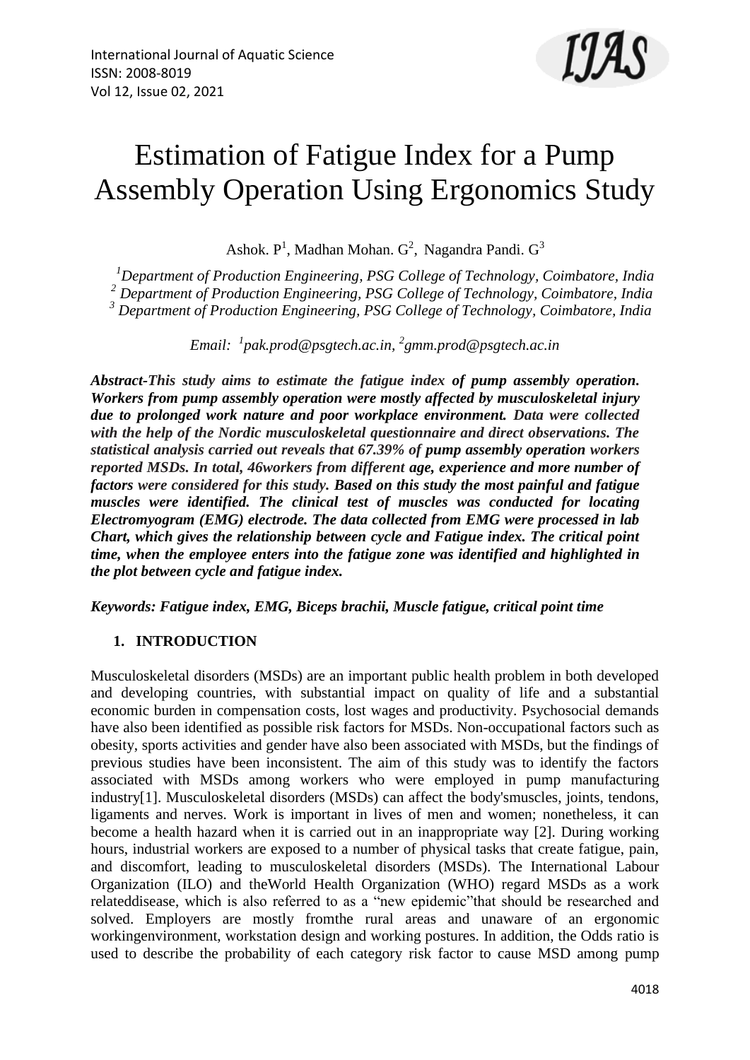# Estimation of Fatigue Index for a Pump Assembly Operation Using Ergonomics Study

Ashok. P[1], Madhan Mohan. G[2], Nagandra Pandi. G[3]

[1]*Department of Production Engineering, PSG College of Technology, Coimbatore, India*
[2] *Department of Production Engineering, PSG College of Technology, Coimbatore, India*
[3] *Department of Production Engineering, PSG College of Technology, Coimbatore, India*

*Email: [1]pak.prod@psgtech.ac.in, [2]gmm.prod@psgtech.ac.in*

***Abstract-This study aims to estimate the fatigue index of pump assembly operation. Workers from pump assembly operation were mostly affected by musculoskeletal injury due to prolonged work nature and poor workplace environment. Data were collected with the help of the Nordic musculoskeletal questionnaire and direct observations. The statistical analysis carried out reveals that 67.39% of pump assembly operation workers reported MSDs. In total, 46workers from different age, experience and more number of factors were considered for this study. Based on this study the most painful and fatigue muscles were identified. The clinical test of muscles was conducted for locating Electromyogram (EMG) electrode. The data collected from EMG were processed in lab Chart, which gives the relationship between cycle and Fatigue index. The critical point time, when the employee enters into the fatigue zone was identified and highlighted in the plot between cycle and fatigue index.***

***Keywords: Fatigue index, EMG, Biceps brachii, Muscle fatigue, critical point time***

## 1. INTRODUCTION

Musculoskeletal disorders (MSDs) are an important public health problem in both developed and developing countries, with substantial impact on quality of life and a substantial economic burden in compensation costs, lost wages and productivity. Psychosocial demands have also been identified as possible risk factors for MSDs. Non-occupational factors such as obesity, sports activities and gender have also been associated with MSDs, but the findings of previous studies have been inconsistent. The aim of this study was to identify the factors associated with MSDs among workers who were employed in pump manufacturing industry[1]. Musculoskeletal disorders (MSDs) can affect the body'smuscles, joints, tendons, ligaments and nerves. Work is important in lives of men and women; nonetheless, it can become a health hazard when it is carried out in an inappropriate way [2]. During working hours, industrial workers are exposed to a number of physical tasks that create fatigue, pain, and discomfort, leading to musculoskeletal disorders (MSDs). The International Labour Organization (ILO) and theWorld Health Organization (WHO) regard MSDs as a work relateddisease, which is also referred to as a "new epidemic"that should be researched and solved. Employers are mostly fromthe rural areas and unaware of an ergonomic workingenvironment, workstation design and working postures. In addition, the Odds ratio is used to describe the probability of each category risk factor to cause MSD among pump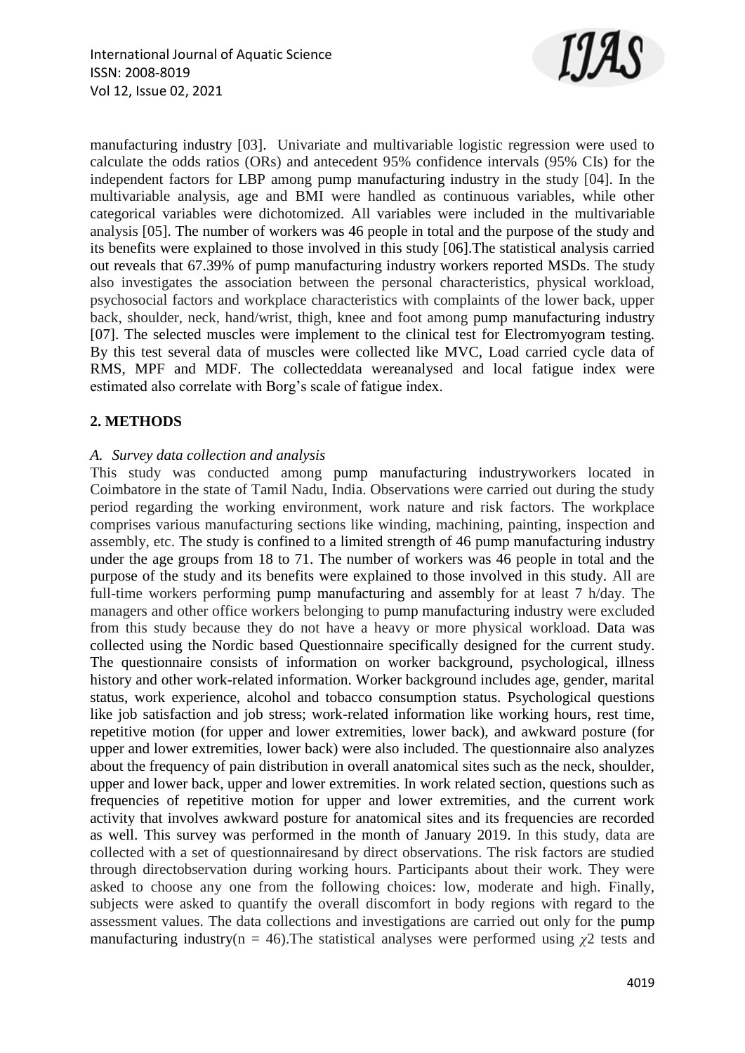manufacturing industry [03]. Univariate and multivariable logistic regression were used to calculate the odds ratios (ORs) and antecedent 95% confidence intervals (95% CIs) for the independent factors for LBP among pump manufacturing industry in the study [04]. In the multivariable analysis, age and BMI were handled as continuous variables, while other categorical variables were dichotomized. All variables were included in the multivariable analysis [05]. The number of workers was 46 people in total and the purpose of the study and its benefits were explained to those involved in this study [06].The statistical analysis carried out reveals that 67.39% of pump manufacturing industry workers reported MSDs. The study also investigates the association between the personal characteristics, physical workload, psychosocial factors and workplace characteristics with complaints of the lower back, upper back, shoulder, neck, hand/wrist, thigh, knee and foot among pump manufacturing industry [07]. The selected muscles were implement to the clinical test for Electromyogram testing. By this test several data of muscles were collected like MVC, Load carried cycle data of RMS, MPF and MDF. The collecteddata wereanalysed and local fatigue index were estimated also correlate with Borg's scale of fatigue index.

## 2. METHODS

### *A. Survey data collection and analysis*

This study was conducted among pump manufacturing industryworkers located in Coimbatore in the state of Tamil Nadu, India. Observations were carried out during the study period regarding the working environment, work nature and risk factors. The workplace comprises various manufacturing sections like winding, machining, painting, inspection and assembly, etc. The study is confined to a limited strength of 46 pump manufacturing industry under the age groups from 18 to 71. The number of workers was 46 people in total and the purpose of the study and its benefits were explained to those involved in this study. All are full-time workers performing pump manufacturing and assembly for at least 7 h/day. The managers and other office workers belonging to pump manufacturing industry were excluded from this study because they do not have a heavy or more physical workload. Data was collected using the Nordic based Questionnaire specifically designed for the current study. The questionnaire consists of information on worker background, psychological, illness history and other work-related information. Worker background includes age, gender, marital status, work experience, alcohol and tobacco consumption status. Psychological questions like job satisfaction and job stress; work-related information like working hours, rest time, repetitive motion (for upper and lower extremities, lower back), and awkward posture (for upper and lower extremities, lower back) were also included. The questionnaire also analyzes about the frequency of pain distribution in overall anatomical sites such as the neck, shoulder, upper and lower back, upper and lower extremities. In work related section, questions such as frequencies of repetitive motion for upper and lower extremities, and the current work activity that involves awkward posture for anatomical sites and its frequencies are recorded as well. This survey was performed in the month of January 2019. In this study, data are collected with a set of questionnairesand by direct observations. The risk factors are studied through directobservation during working hours. Participants about their work. They were asked to choose any one from the following choices: low, moderate and high. Finally, subjects were asked to quantify the overall discomfort in body regions with regard to the assessment values. The data collections and investigations are carried out only for the pump manufacturing industry($n = 46$).The statistical analyses were performed using $\chi 2$ tests and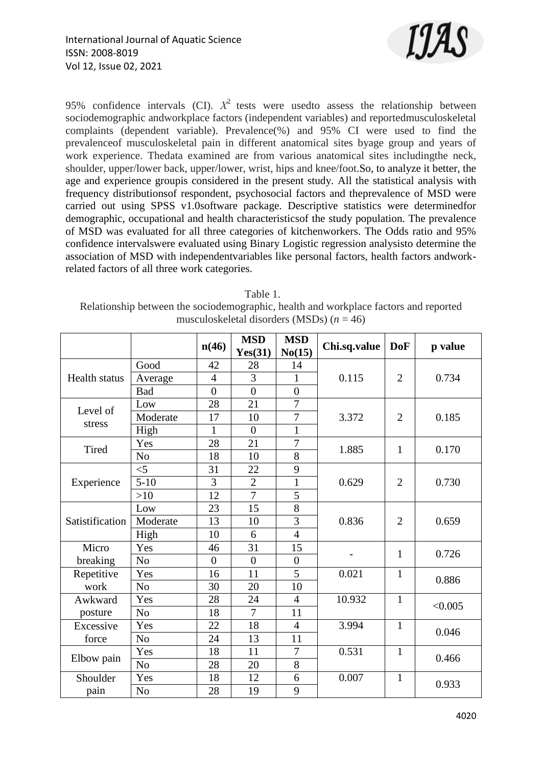95% confidence intervals (CI). $X^2$ tests were usedto assess the relationship between sociodemographic andworkplace factors (independent variables) and reportedmusculoskeletal complaints (dependent variable). Prevalence(%) and 95% CI were used to find the prevalenceof musculoskeletal pain in different anatomical sites byage group and years of work experience. Thedata examined are from various anatomical sites includingthe neck, shoulder, upper/lower back, upper/lower, wrist, hips and knee/foot.So, to analyze it better, the age and experience groupis considered in the present study. All the statistical analysis with frequency distributionsof respondent, psychosocial factors and theprevalence of MSD were carried out using SPSS v1.0software package. Descriptive statistics were determinedfor demographic, occupational and health characteristicsof the study population. The prevalence of MSD was evaluated for all three categories of kitchenworkers. The Odds ratio and 95% confidence intervalswere evaluated using Binary Logistic regression analysisto determine the association of MSD with independentvariables like personal factors, health factors andwork-related factors of all three work categories.

Table 1.
Relationship between the sociodemographic, health and workplace factors and reported musculoskeletal disorders (MSDs) ($n$ = 46)

| | | n(46) | MSD Yes(31) | MSD No(15) | Chi.sq.value | DoF | p value |
|---|---|---|---|---|---|---|---|
| Health status | Good | 42 | 28 | 14 | 0.115 | 2 | 0.734 |
| | Average | 4 | 3 | 1 | | | |
| | Bad | 0 | 0 | 0 | | | |
| Level of stress | Low | 28 | 21 | 7 | 3.372 | 2 | 0.185 |
| | Moderate | 17 | 10 | 7 | | | |
| | High | 1 | 0 | 1 | | | |
| Tired | Yes | 28 | 21 | 7 | 1.885 | 1 | 0.170 |
| | No | 18 | 10 | 8 | | | |
| Experience | <5 | 31 | 22 | 9 | 0.629 | 2 | 0.730 |
| | 5-10 | 3 | 2 | 1 | | | |
| | >10 | 12 | 7 | 5 | | | |
| Satistification | Low | 23 | 15 | 8 | 0.836 | 2 | 0.659 |
| | Moderate | 13 | 10 | 3 | | | |
| | High | 10 | 6 | 4 | | | |
| Micro breaking | Yes | 46 | 31 | 15 | - | 1 | 0.726 |
| | No | 0 | 0 | 0 | | | |
| Repetitive work | Yes | 16 | 11 | 5 | 0.021 | 1 | 0.886 |
| | No | 30 | 20 | 10 | | | |
| Awkward posture | Yes | 28 | 24 | 4 | 10.932 | 1 | <0.005 |
| | No | 18 | 7 | 11 | | | |
| Excessive force | Yes | 22 | 18 | 4 | 3.994 | 1 | 0.046 |
| | No | 24 | 13 | 11 | | | |
| Elbow pain | Yes | 18 | 11 | 7 | 0.531 | 1 | 0.466 |
| | No | 28 | 20 | 8 | | | |
| Shoulder pain | Yes | 18 | 12 | 6 | 0.007 | 1 | 0.933 |
| | No | 28 | 19 | 9 | | | |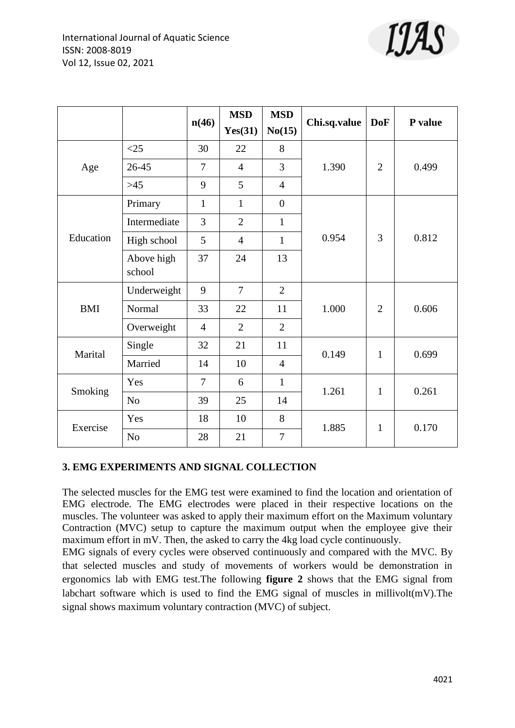| | | n(46) | MSD Yes(31) | MSD No(15) | Chi.sq.value | DoF | P value |
|---|---|---|---|---|---|---|---|
| Age | <25 | 30 | 22 | 8 | 1.390 | 2 | 0.499 |
| | 26-45 | 7 | 4 | 3 | | | |
| | >45 | 9 | 5 | 4 | | | |
| Education | Primary | 1 | 1 | 0 | 0.954 | 3 | 0.812 |
| | Intermediate | 3 | 2 | 1 | | | |
| | High school | 5 | 4 | 1 | | | |
| | Above high school | 37 | 24 | 13 | | | |
| BMI | Underweight | 9 | 7 | 2 | 1.000 | 2 | 0.606 |
| | Normal | 33 | 22 | 11 | | | |
| | Overweight | 4 | 2 | 2 | | | |
| Marital | Single | 32 | 21 | 11 | 0.149 | 1 | 0.699 |
| | Married | 14 | 10 | 4 | | | |
| Smoking | Yes | 7 | 6 | 1 | 1.261 | 1 | 0.261 |
| | No | 39 | 25 | 14 | | | |
| Exercise | Yes | 18 | 10 | 8 | 1.885 | 1 | 0.170 |
| | No | 28 | 21 | 7 | | | |

## 3. EMG EXPERIMENTS AND SIGNAL COLLECTION

The selected muscles for the EMG test were examined to find the location and orientation of EMG electrode. The EMG electrodes were placed in their respective locations on the muscles. The volunteer was asked to apply their maximum effort on the Maximum voluntary Contraction (MVC) setup to capture the maximum output when the employee give their maximum effort in mV. Then, the asked to carry the 4kg load cycle continuously.

EMG signals of every cycles were observed continuously and compared with the MVC. By that selected muscles and study of movements of workers would be demonstration in ergonomics lab with EMG test.The following **figure 2** shows that the EMG signal from labchart software which is used to find the EMG signal of muscles in millivolt(mV).The signal shows maximum voluntary contraction (MVC) of subject.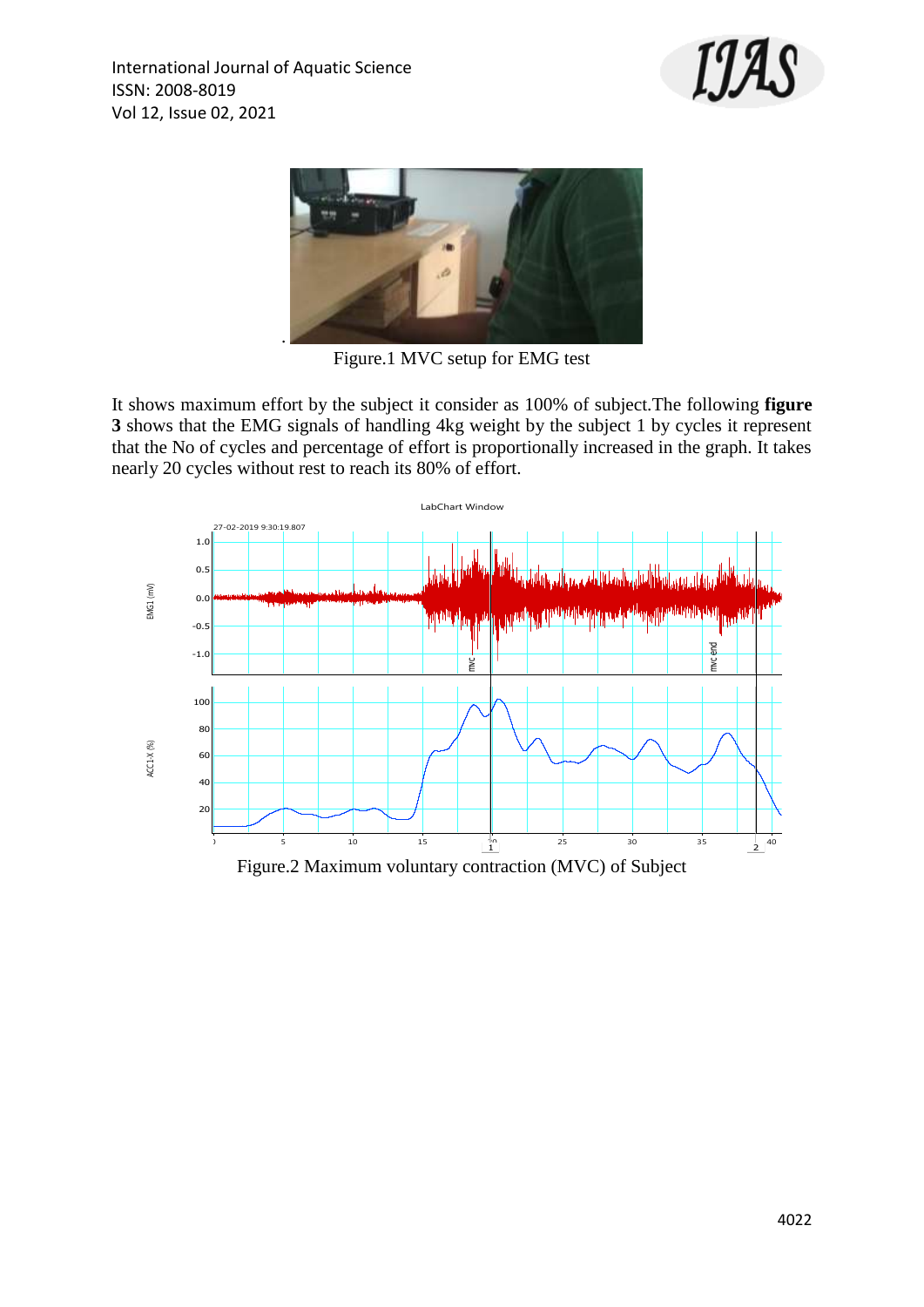Figure.1 MVC setup for EMG test

It shows maximum effort by the subject it consider as 100% of subject.The following **figure 3** shows that the EMG signals of handling 4kg weight by the subject 1 by cycles it represent that the No of cycles and percentage of effort is proportionally increased in the graph. It takes nearly 20 cycles without rest to reach its 80% of effort.

Figure.2 Maximum voluntary contraction (MVC) of Subject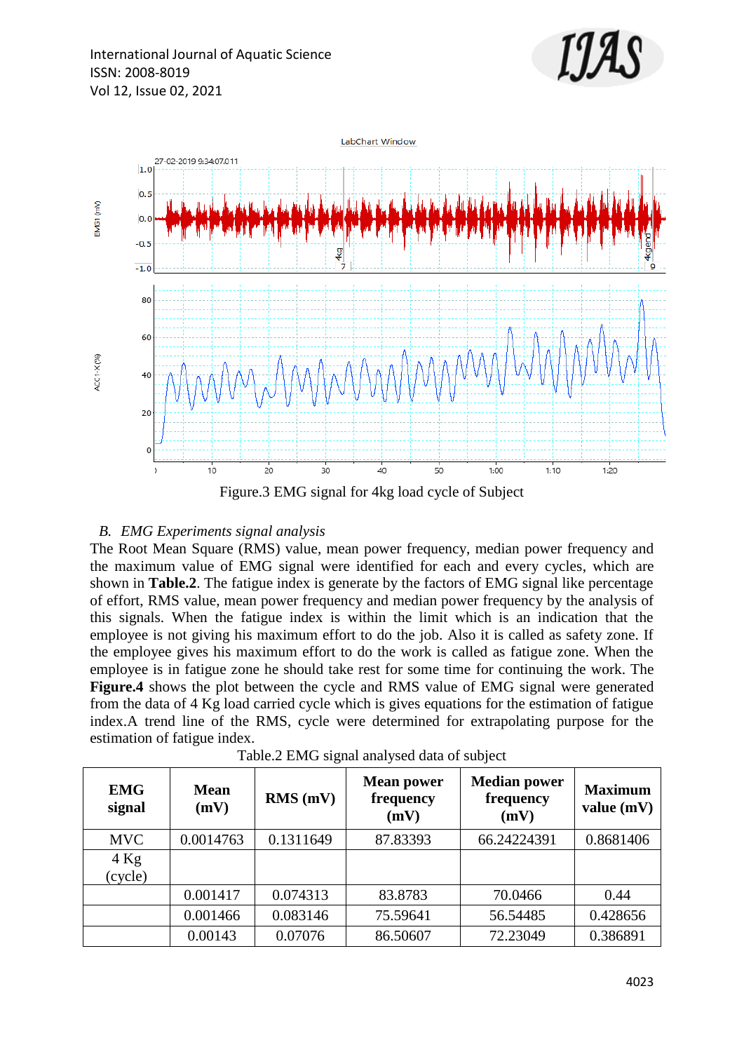Figure.3 EMG signal for 4kg load cycle of Subject

### *B. EMG Experiments signal analysis*

The Root Mean Square (RMS) value, mean power frequency, median power frequency and the maximum value of EMG signal were identified for each and every cycles, which are shown in **Table.2**. The fatigue index is generate by the factors of EMG signal like percentage of effort, RMS value, mean power frequency and median power frequency by the analysis of this signals. When the fatigue index is within the limit which is an indication that the employee is not giving his maximum effort to do the job. Also it is called as safety zone. If the employee gives his maximum effort to do the work is called as fatigue zone. When the employee is in fatigue zone he should take rest for some time for continuing the work. The **Figure.4** shows the plot between the cycle and RMS value of EMG signal were generated from the data of 4 Kg load carried cycle which is gives equations for the estimation of fatigue index.A trend line of the RMS, cycle were determined for extrapolating purpose for the estimation of fatigue index.

Table.2 EMG signal analysed data of subject

| EMG signal | Mean (mV) | RMS (mV) | Mean power frequency (mV) | Median power frequency (mV) | Maximum value (mV) |
|---|---|---|---|---|---|
| MVC | 0.0014763 | 0.1311649 | 87.83393 | 66.24224391 | 0.8681406 |
| 4 Kg (cycle) | | | | | |
| | 0.001417 | 0.074313 | 83.8783 | 70.0466 | 0.44 |
| | 0.001466 | 0.083146 | 75.59641 | 56.54485 | 0.428656 |
| | 0.00143 | 0.07076 | 86.50607 | 72.23049 | 0.386891 |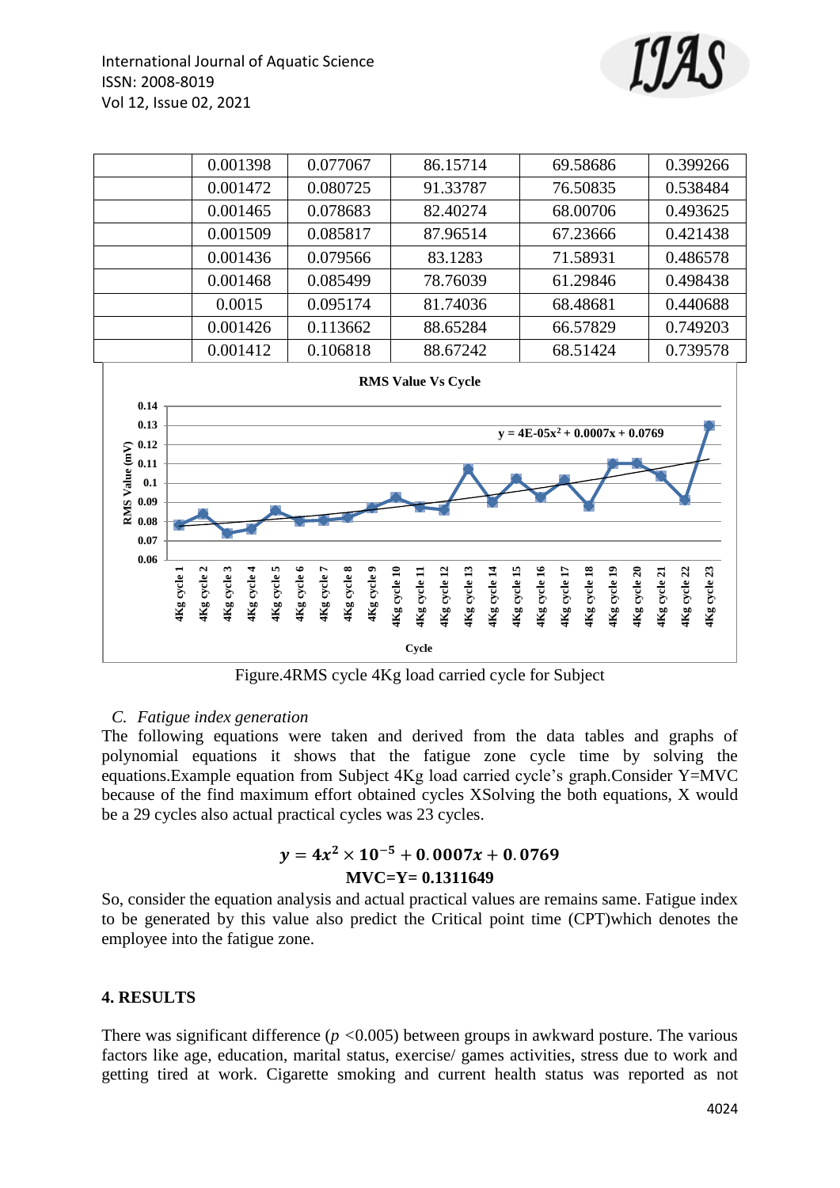| | | | | | |
|---|---|---|---|---|---|
| | 0.001398 | 0.077067 | 86.15714 | 69.58686 | 0.399266 |
| | 0.001472 | 0.080725 | 91.33787 | 76.50835 | 0.538484 |
| | 0.001465 | 0.078683 | 82.40274 | 68.00706 | 0.493625 |
| | 0.001509 | 0.085817 | 87.96514 | 67.23666 | 0.421438 |
| | 0.001436 | 0.079566 | 83.1283 | 71.58931 | 0.486578 |
| | 0.001468 | 0.085499 | 78.76039 | 61.29846 | 0.498438 |
| | 0.0015 | 0.095174 | 81.74036 | 68.48681 | 0.440688 |
| | 0.001426 | 0.113662 | 88.65284 | 66.57829 | 0.749203 |
| | 0.001412 | 0.106818 | 88.67242 | 68.51424 | 0.739578 |

Figure.4RMS cycle 4Kg load carried cycle for Subject

### C. *Fatigue index generation*

The following equations were taken and derived from the data tables and graphs of polynomial equations it shows that the fatigue zone cycle time by solving the equations.Example equation from Subject 4Kg load carried cycle's graph.Consider Y=MVC because of the find maximum effort obtained cycles XSolving the both equations, X would be a 29 cycles also actual practical cycles was 23 cycles.

$$y = 4x^2 \times 10^{-5} + 0.0007x + 0.0769$$

**MVC=Y= 0.1311649**

So, consider the equation analysis and actual practical values are remains same. Fatigue index to be generated by this value also predict the Critical point time (CPT)which denotes the employee into the fatigue zone.

## 4. RESULTS

There was significant difference ($p$ <0.005) between groups in awkward posture. The various factors like age, education, marital status, exercise/ games activities, stress due to work and getting tired at work. Cigarette smoking and current health status was reported as not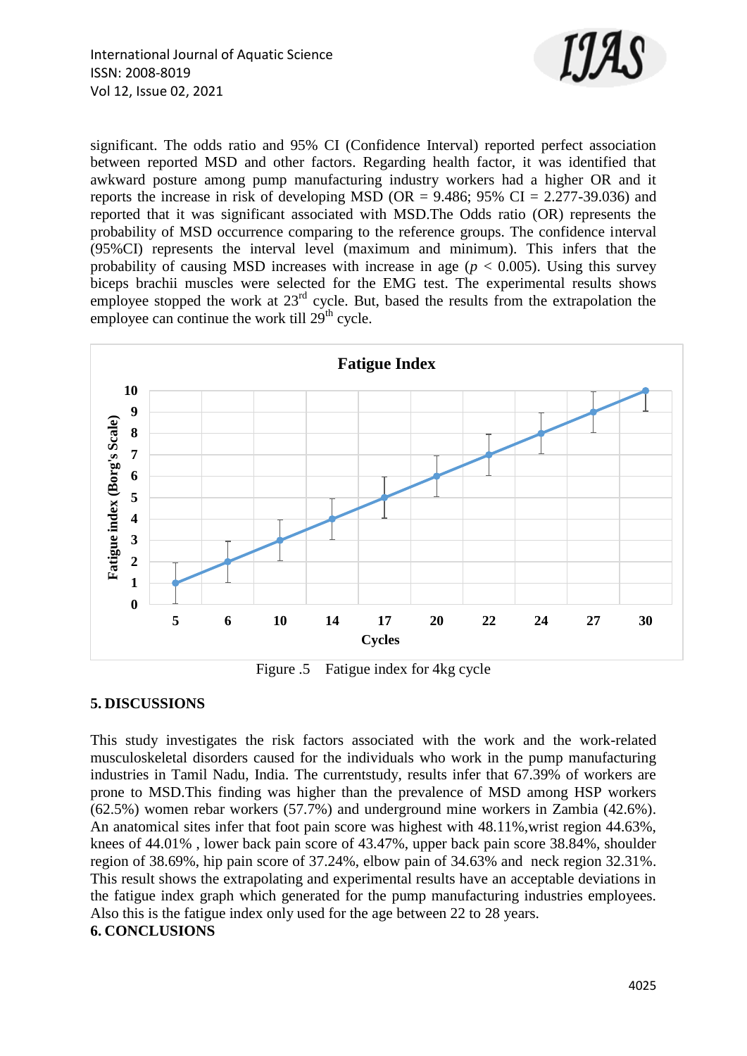significant. The odds ratio and 95% CI (Confidence Interval) reported perfect association between reported MSD and other factors. Regarding health factor, it was identified that awkward posture among pump manufacturing industry workers had a higher OR and it reports the increase in risk of developing MSD (OR = 9.486; 95% CI = 2.277-39.036) and reported that it was significant associated with MSD.The Odds ratio (OR) represents the probability of MSD occurrence comparing to the reference groups. The confidence interval (95%CI) represents the interval level (maximum and minimum). This infers that the probability of causing MSD increases with increase in age ($p < 0.005$). Using this survey biceps brachii muscles were selected for the EMG test. The experimental results shows employee stopped the work at 23rd cycle. But, based the results from the extrapolation the employee can continue the work till 29th cycle.

Figure .5 Fatigue index for 4kg cycle

## 5. DISCUSSIONS

This study investigates the risk factors associated with the work and the work-related musculoskeletal disorders caused for the individuals who work in the pump manufacturing industries in Tamil Nadu, India. The currentstudy, results infer that 67.39% of workers are prone to MSD.This finding was higher than the prevalence of MSD among HSP workers (62.5%) women rebar workers (57.7%) and underground mine workers in Zambia (42.6%). An anatomical sites infer that foot pain score was highest with 48.11%,wrist region 44.63%, knees of 44.01% , lower back pain score of 43.47%, upper back pain score 38.84%, shoulder region of 38.69%, hip pain score of 37.24%, elbow pain of 34.63% and neck region 32.31%. This result shows the extrapolating and experimental results have an acceptable deviations in the fatigue index graph which generated for the pump manufacturing industries employees. Also this is the fatigue index only used for the age between 22 to 28 years.

## 6. CONCLUSIONS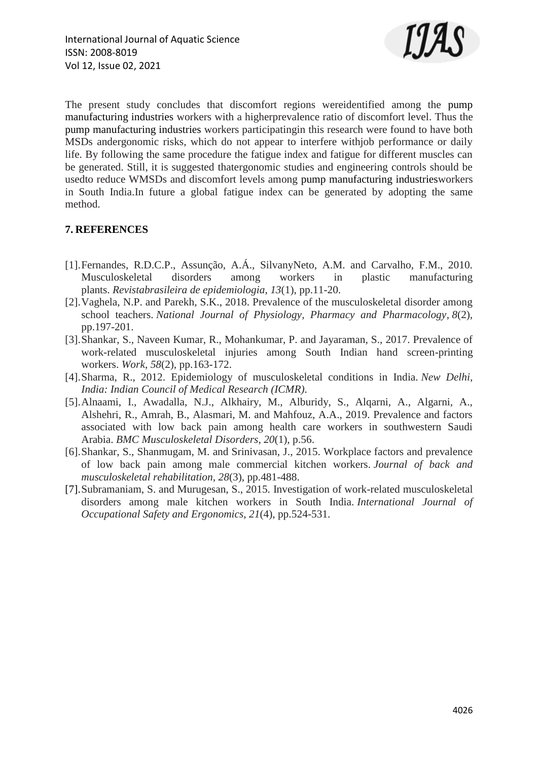The present study concludes that discomfort regions wereidentified among the pump manufacturing industries workers with a higherprevalence ratio of discomfort level. Thus the pump manufacturing industries workers participatingin this research were found to have both MSDs andergonomic risks, which do not appear to interfere withjob performance or daily life. By following the same procedure the fatigue index and fatigue for different muscles can be generated. Still, it is suggested thatergonomic studies and engineering controls should be usedto reduce WMSDs and discomfort levels among pump manufacturing industriesworkers in South India.In future a global fatigue index can be generated by adopting the same method.

## 7. REFERENCES

[1]. Fernandes, R.D.C.P., Assunção, A.Á., SilvanyNeto, A.M. and Carvalho, F.M., 2010. Musculoskeletal disorders among workers in plastic manufacturing plants. *Revistabrasileira de epidemiologia*, *13*(1), pp.11-20.

[2]. Vaghela, N.P. and Parekh, S.K., 2018. Prevalence of the musculoskeletal disorder among school teachers. *National Journal of Physiology, Pharmacy and Pharmacology*, *8*(2), pp.197-201.

[3]. Shankar, S., Naveen Kumar, R., Mohankumar, P. and Jayaraman, S., 2017. Prevalence of work-related musculoskeletal injuries among South Indian hand screen-printing workers. *Work*, *58*(2), pp.163-172.

[4]. Sharma, R., 2012. Epidemiology of musculoskeletal conditions in India. *New Delhi, India: Indian Council of Medical Research (ICMR)*.

[5]. Alnaami, I., Awadalla, N.J., Alkhairy, M., Alburidy, S., Alqarni, A., Algarni, A., Alshehri, R., Amrah, B., Alasmari, M. and Mahfouz, A.A., 2019. Prevalence and factors associated with low back pain among health care workers in southwestern Saudi Arabia. *BMC Musculoskeletal Disorders*, *20*(1), p.56.

[6]. Shankar, S., Shanmugam, M. and Srinivasan, J., 2015. Workplace factors and prevalence of low back pain among male commercial kitchen workers. *Journal of back and musculoskeletal rehabilitation*, *28*(3), pp.481-488.

[7]. Subramaniam, S. and Murugesan, S., 2015. Investigation of work-related musculoskeletal disorders among male kitchen workers in South India. *International Journal of Occupational Safety and Ergonomics*, *21*(4), pp.524-531.